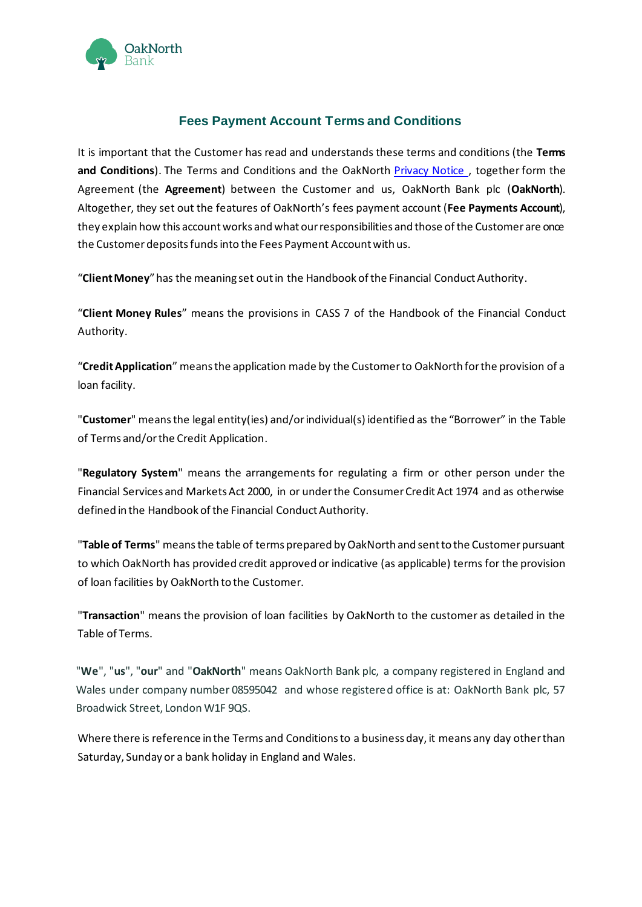OakNorth Bank

# Fees Payment Account Terms and Conditions

It is important that the Customer has read and understands these terms and conditions (the **Terms and Conditions**). The Terms and Conditions and the OakNorth Privacy Notice , together form the Agreement (the **Agreement**) between the Customer and us, OakNorth Bank plc (**OakNorth**). Altogether, they set out the features of OakNorth's fees payment account (**Fee Payments Account**), they explain how this account works and what our responsibilities and those of the Customer are once the Customer deposits funds into the Fees Payment Account with us.

"**Client Money**" has the meaning set out in the Handbook of the Financial Conduct Authority.

"**Client Money Rules**" means the provisions in CASS 7 of the Handbook of the Financial Conduct Authority.

"**Credit Application**" means the application made by the Customer to OakNorth for the provision of a loan facility.

"**Customer**" means the legal entity(ies) and/or individual(s) identified as the "Borrower" in the Table of Terms and/or the Credit Application.

"**Regulatory System**" means the arrangements for regulating a firm or other person under the Financial Services and Markets Act 2000, in or under the Consumer Credit Act 1974 and as otherwise defined in the Handbook of the Financial Conduct Authority.

"**Table of Terms**" means the table of terms prepared by OakNorth and sent to the Customer pursuant to which OakNorth has provided credit approved or indicative (as applicable) terms for the provision of loan facilities by OakNorth to the Customer.

"**Transaction**" means the provision of loan facilities by OakNorth to the customer as detailed in the Table of Terms.

"**We**", "**us**", "**our**" and "**OakNorth**" means OakNorth Bank plc, a company registered in England and Wales under company number 08595042 and whose registered office is at: OakNorth Bank plc, 57 Broadwick Street, London W1F 9QS.

Where there is reference in the Terms and Conditions to a business day, it means any day other than Saturday, Sunday or a bank holiday in England and Wales.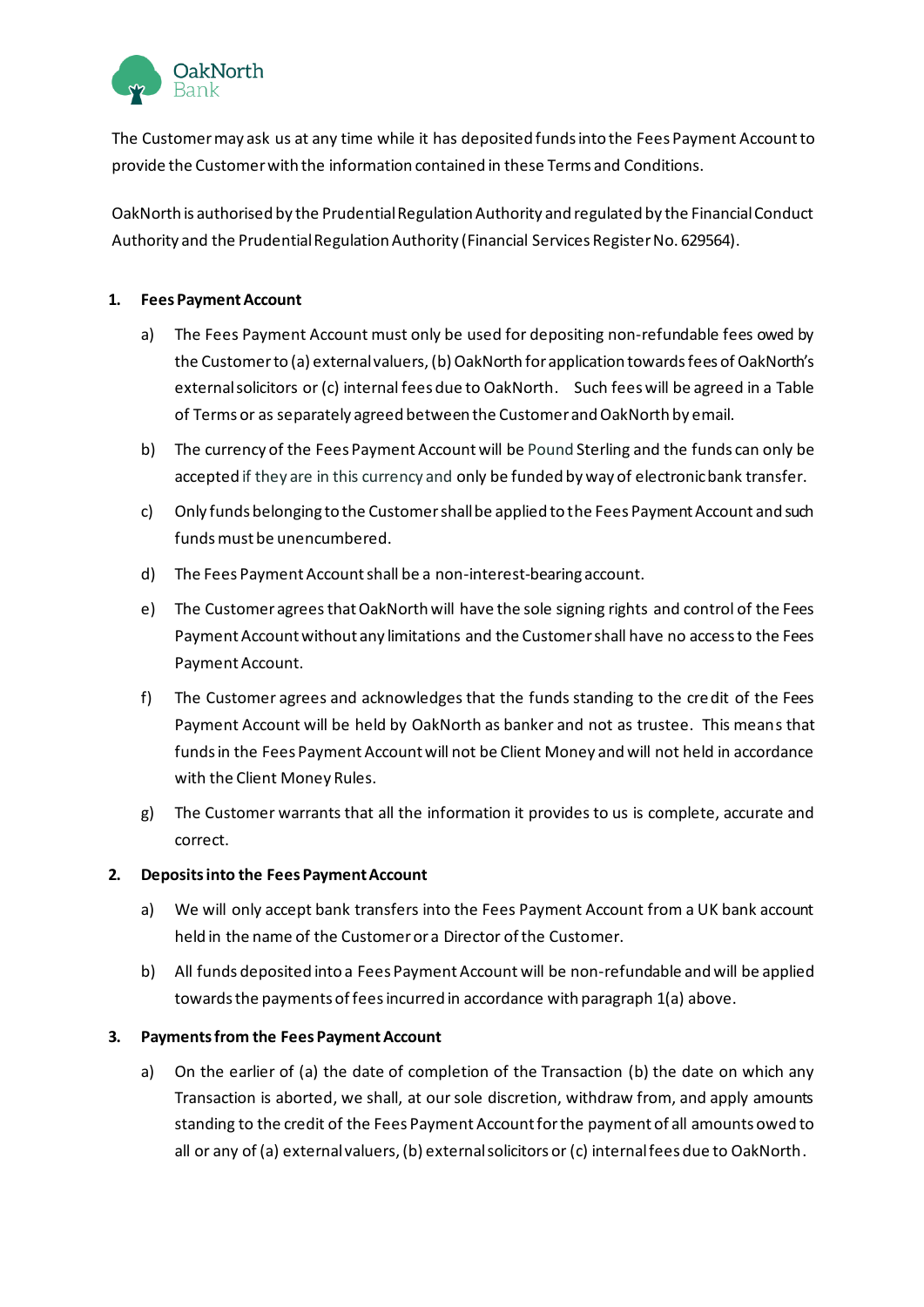The Customer may ask us at any time while it has deposited funds into the Fees Payment Account to provide the Customer with the information contained in these Terms and Conditions.

OakNorth is authorised by the Prudential Regulation Authority and regulated by the Financial Conduct Authority and the Prudential Regulation Authority (Financial Services Register No. 629564).

1. **Fees Payment Account**

   a) The Fees Payment Account must only be used for depositing non-refundable fees owed by the Customer to (a) external valuers, (b) OakNorth for application towards fees of OakNorth's external solicitors or (c) internal fees due to OakNorth. Such fees will be agreed in a Table of Terms or as separately agreed between the Customer and OakNorth by email.

   b) The currency of the Fees Payment Account will be Pound Sterling and the funds can only be accepted if they are in this currency and only be funded by way of electronic bank transfer.

   c) Only funds belonging to the Customer shall be applied to the Fees Payment Account and such funds must be unencumbered.

   d) The Fees Payment Account shall be a non-interest-bearing account.

   e) The Customer agrees that OakNorth will have the sole signing rights and control of the Fees Payment Account without any limitations and the Customer shall have no access to the Fees Payment Account.

   f) The Customer agrees and acknowledges that the funds standing to the credit of the Fees Payment Account will be held by OakNorth as banker and not as trustee. This means that funds in the Fees Payment Account will not be Client Money and will not held in accordance with the Client Money Rules.

   g) The Customer warrants that all the information it provides to us is complete, accurate and correct.

2. **Deposits into the Fees Payment Account**

   a) We will only accept bank transfers into the Fees Payment Account from a UK bank account held in the name of the Customer or a Director of the Customer.

   b) All funds deposited into a Fees Payment Account will be non-refundable and will be applied towards the payments of fees incurred in accordance with paragraph 1(a) above.

3. **Payments from the Fees Payment Account**

   a) On the earlier of (a) the date of completion of the Transaction (b) the date on which any Transaction is aborted, we shall, at our sole discretion, withdraw from, and apply amounts standing to the credit of the Fees Payment Account for the payment of all amounts owed to all or any of (a) external valuers, (b) external solicitors or (c) internal fees due to OakNorth.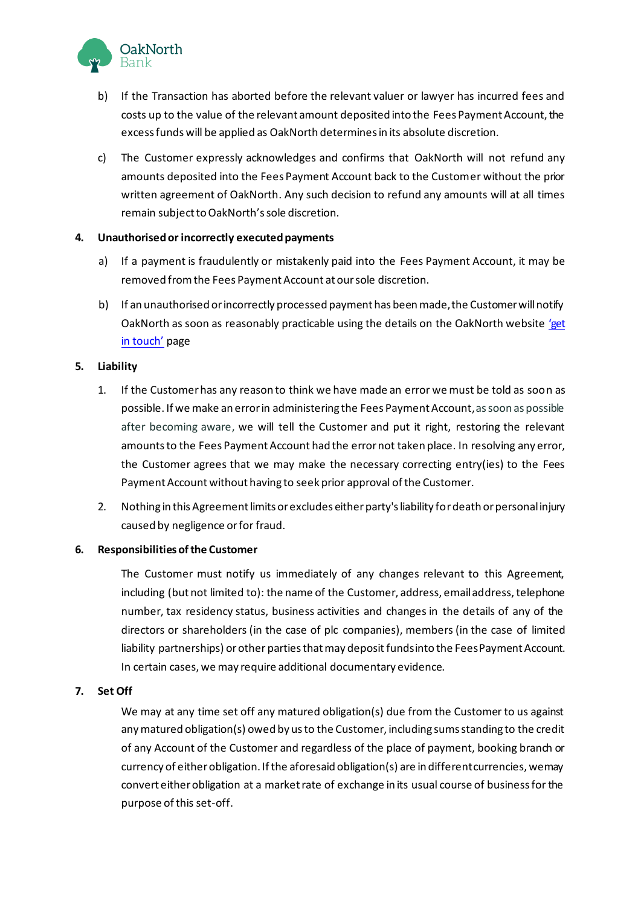b) If the Transaction has aborted before the relevant valuer or lawyer has incurred fees and costs up to the value of the relevant amount deposited into the Fees Payment Account, the excess funds will be applied as OakNorth determines in its absolute discretion.

c) The Customer expressly acknowledges and confirms that OakNorth will not refund any amounts deposited into the Fees Payment Account back to the Customer without the prior written agreement of OakNorth. Any such decision to refund any amounts will at all times remain subject to OakNorth's sole discretion.

**4. Unauthorised or incorrectly executed payments**

a) If a payment is fraudulently or mistakenly paid into the Fees Payment Account, it may be removed from the Fees Payment Account at our sole discretion.

b) If an unauthorised or incorrectly processed payment has been made, the Customer will notify OakNorth as soon as reasonably practicable using the details on the OakNorth website 'get in touch' page

**5. Liability**

1. If the Customer has any reason to think we have made an error we must be told as soon as possible. If we make an error in administering the Fees Payment Account, as soon as possible after becoming aware, we will tell the Customer and put it right, restoring the relevant amounts to the Fees Payment Account had the error not taken place. In resolving any error, the Customer agrees that we may make the necessary correcting entry(ies) to the Fees Payment Account without having to seek prior approval of the Customer.

2. Nothing in this Agreement limits or excludes either party's liability for death or personal injury caused by negligence or for fraud.

**6. Responsibilities of the Customer**

The Customer must notify us immediately of any changes relevant to this Agreement, including (but not limited to): the name of the Customer, address, email address, telephone number, tax residency status, business activities and changes in the details of any of the directors or shareholders (in the case of plc companies), members (in the case of limited liability partnerships) or other parties that may deposit funds into the Fees Payment Account. In certain cases, we may require additional documentary evidence.

**7. Set Off**

We may at any time set off any matured obligation(s) due from the Customer to us against any matured obligation(s) owed by us to the Customer, including sums standing to the credit of any Account of the Customer and regardless of the place of payment, booking branch or currency of either obligation. If the aforesaid obligation(s) are in different currencies, we may convert either obligation at a market rate of exchange in its usual course of business for the purpose of this set-off.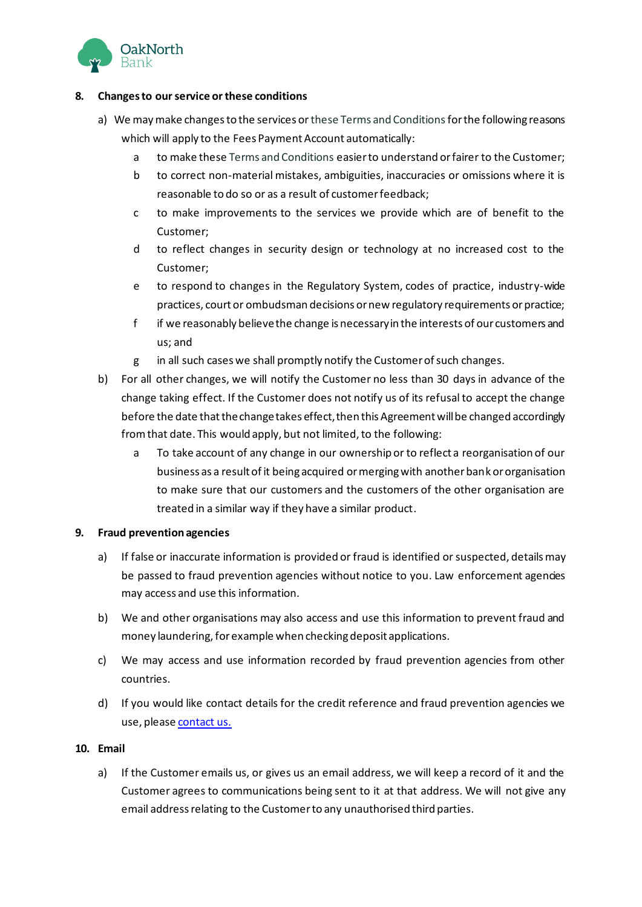## 8. Changes to our service or these conditions

a) We may make changes to the services or these Terms and Conditions for the following reasons which will apply to the Fees Payment Account automatically:

   a to make these Terms and Conditions easier to understand or fairer to the Customer;

   b to correct non-material mistakes, ambiguities, inaccuracies or omissions where it is reasonable to do so or as a result of customer feedback;

   c to make improvements to the services we provide which are of benefit to the Customer;

   d to reflect changes in security design or technology at no increased cost to the Customer;

   e to respond to changes in the Regulatory System, codes of practice, industry-wide practices, court or ombudsman decisions or new regulatory requirements or practice;

   f if we reasonably believe the change is necessary in the interests of our customers and us; and

   g in all such cases we shall promptly notify the Customer of such changes.

b) For all other changes, we will notify the Customer no less than 30 days in advance of the change taking effect. If the Customer does not notify us of its refusal to accept the change before the date that the change takes effect, then this Agreement will be changed accordingly from that date. This would apply, but not limited, to the following:

   a To take account of any change in our ownership or to reflect a reorganisation of our business as a result of it being acquired or merging with another bank or organisation to make sure that our customers and the customers of the other organisation are treated in a similar way if they have a similar product.

## 9. Fraud prevention agencies

a) If false or inaccurate information is provided or fraud is identified or suspected, details may be passed to fraud prevention agencies without notice to you. Law enforcement agencies may access and use this information.

b) We and other organisations may also access and use this information to prevent fraud and money laundering, for example when checking deposit applications.

c) We may access and use information recorded by fraud prevention agencies from other countries.

d) If you would like contact details for the credit reference and fraud prevention agencies we use, please contact us.

## 10. Email

a) If the Customer emails us, or gives us an email address, we will keep a record of it and the Customer agrees to communications being sent to it at that address. We will not give any email address relating to the Customer to any unauthorised third parties.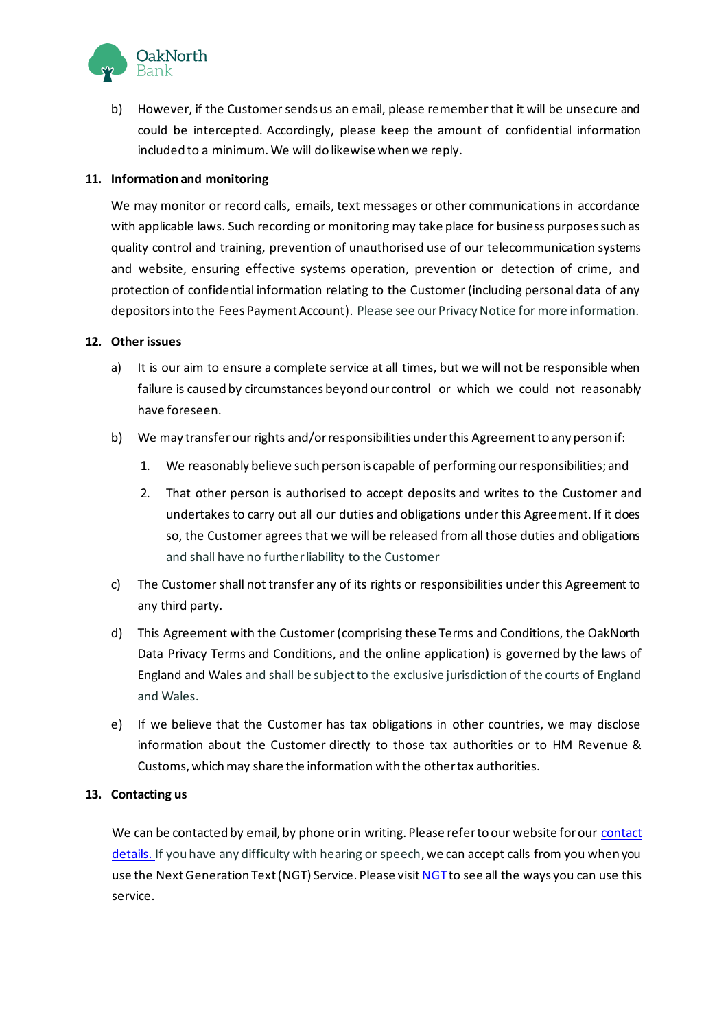b) However, if the Customer sends us an email, please remember that it will be unsecure and could be intercepted. Accordingly, please keep the amount of confidential information included to a minimum. We will do likewise when we reply.

**11. Information and monitoring**

We may monitor or record calls, emails, text messages or other communications in accordance with applicable laws. Such recording or monitoring may take place for business purposes such as quality control and training, prevention of unauthorised use of our telecommunication systems and website, ensuring effective systems operation, prevention or detection of crime, and protection of confidential information relating to the Customer (including personal data of any depositors into the Fees Payment Account). Please see our Privacy Notice for more information.

**12. Other issues**

a) It is our aim to ensure a complete service at all times, but we will not be responsible when failure is caused by circumstances beyond our control or which we could not reasonably have foreseen.

b) We may transfer our rights and/or responsibilities under this Agreement to any person if:

1. We reasonably believe such person is capable of performing our responsibilities; and
2. That other person is authorised to accept deposits and writes to the Customer and undertakes to carry out all our duties and obligations under this Agreement. If it does so, the Customer agrees that we will be released from all those duties and obligations and shall have no further liability to the Customer

c) The Customer shall not transfer any of its rights or responsibilities under this Agreement to any third party.

d) This Agreement with the Customer (comprising these Terms and Conditions, the OakNorth Data Privacy Terms and Conditions, and the online application) is governed by the laws of England and Wales and shall be subject to the exclusive jurisdiction of the courts of England and Wales.

e) If we believe that the Customer has tax obligations in other countries, we may disclose information about the Customer directly to those tax authorities or to HM Revenue & Customs, which may share the information with the other tax authorities.

**13. Contacting us**

We can be contacted by email, by phone or in writing. Please refer to our website for our contact details. If you have any difficulty with hearing or speech, we can accept calls from you when you use the Next Generation Text (NGT) Service. Please visit NGT to see all the ways you can use this service.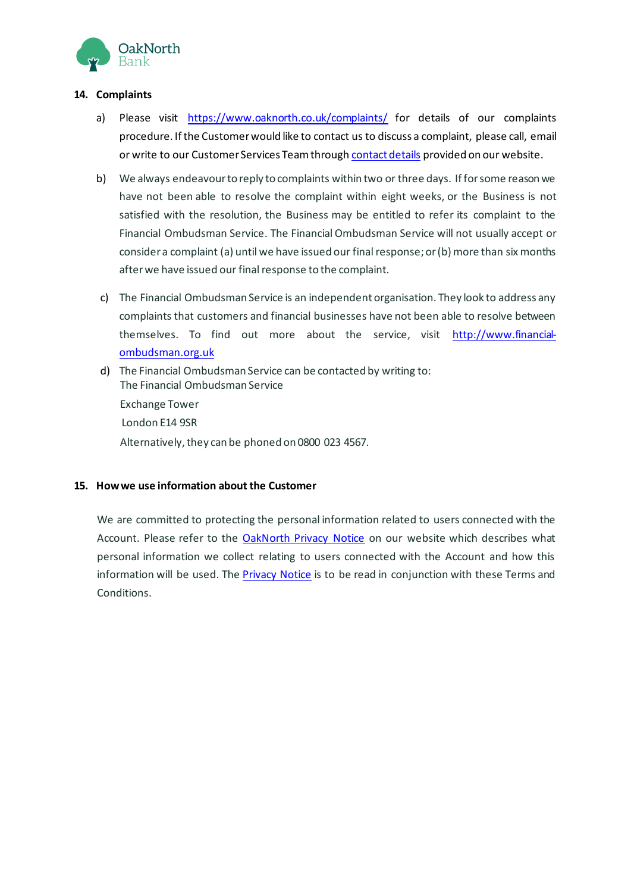## 14. Complaints

a) Please visit [https://www.oaknorth.co.uk/complaints/](https://www.oaknorth.co.uk/complaints/) for details of our complaints procedure. If the Customer would like to contact us to discuss a complaint, please call, email or write to our Customer Services Team through contact details provided on our website.

b) We always endeavour to reply to complaints within two or three days. If for some reason we have not been able to resolve the complaint within eight weeks, or the Business is not satisfied with the resolution, the Business may be entitled to refer its complaint to the Financial Ombudsman Service. The Financial Ombudsman Service will not usually accept or consider a complaint (a) until we have issued our final response; or (b) more than six months after we have issued our final response to the complaint.

c) The Financial Ombudsman Service is an independent organisation. They look to address any complaints that customers and financial businesses have not been able to resolve between themselves. To find out more about the service, visit [http://www.financial-ombudsman.org.uk](http://www.financial-ombudsman.org.uk)

d) The Financial Ombudsman Service can be contacted by writing to:
The Financial Ombudsman Service
Exchange Tower
London E14 9SR
Alternatively, they can be phoned on 0800 023 4567.

## 15. How we use information about the Customer

We are committed to protecting the personal information related to users connected with the Account. Please refer to the OakNorth Privacy Notice on our website which describes what personal information we collect relating to users connected with the Account and how this information will be used. The Privacy Notice is to be read in conjunction with these Terms and Conditions.